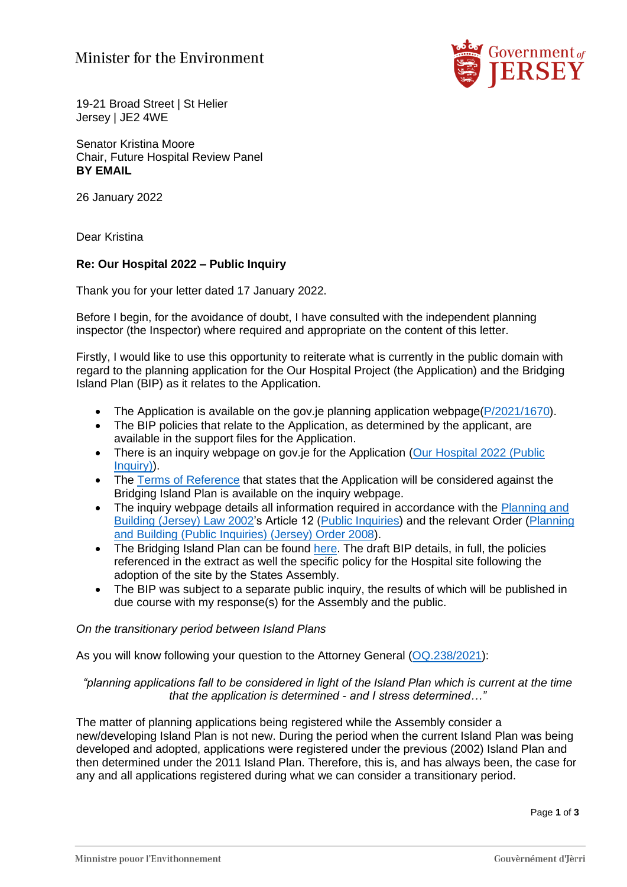Minister for the Environment

19-21 Broad Street | St Helier
Jersey | JE2 4WE

Senator Kristina Moore
Chair, Future Hospital Review Panel
**BY EMAIL**

26 January 2022

Dear Kristina

**Re: Our Hospital 2022 – Public Inquiry**

Thank you for your letter dated 17 January 2022.

Before I begin, for the avoidance of doubt, I have consulted with the independent planning inspector (the Inspector) where required and appropriate on the content of this letter.

Firstly, I would like to use this opportunity to reiterate what is currently in the public domain with regard to the planning application for the Our Hospital Project (the Application) and the Bridging Island Plan (BIP) as it relates to the Application.

- The Application is available on the gov.je planning application webpage(P/2021/1670).
- The BIP policies that relate to the Application, as determined by the applicant, are available in the support files for the Application.
- There is an inquiry webpage on gov.je for the Application (Our Hospital 2022 (Public Inquiry)).
- The Terms of Reference that states that the Application will be considered against the Bridging Island Plan is available on the inquiry webpage.
- The inquiry webpage details all information required in accordance with the Planning and Building (Jersey) Law 2002's Article 12 (Public Inquiries) and the relevant Order (Planning and Building (Public Inquiries) (Jersey) Order 2008).
- The Bridging Island Plan can be found here. The draft BIP details, in full, the policies referenced in the extract as well the specific policy for the Hospital site following the adoption of the site by the States Assembly.
- The BIP was subject to a separate public inquiry, the results of which will be published in due course with my response(s) for the Assembly and the public.

*On the transitionary period between Island Plans*

As you will know following your question to the Attorney General (OQ.238/2021):

*"planning applications fall to be considered in light of the Island Plan which is current at the time that the application is determined - and I stress determined…"*

The matter of planning applications being registered while the Assembly consider a new/developing Island Plan is not new. During the period when the current Island Plan was being developed and adopted, applications were registered under the previous (2002) Island Plan and then determined under the 2011 Island Plan. Therefore, this is, and has always been, the case for any and all applications registered during what we can consider a transitionary period.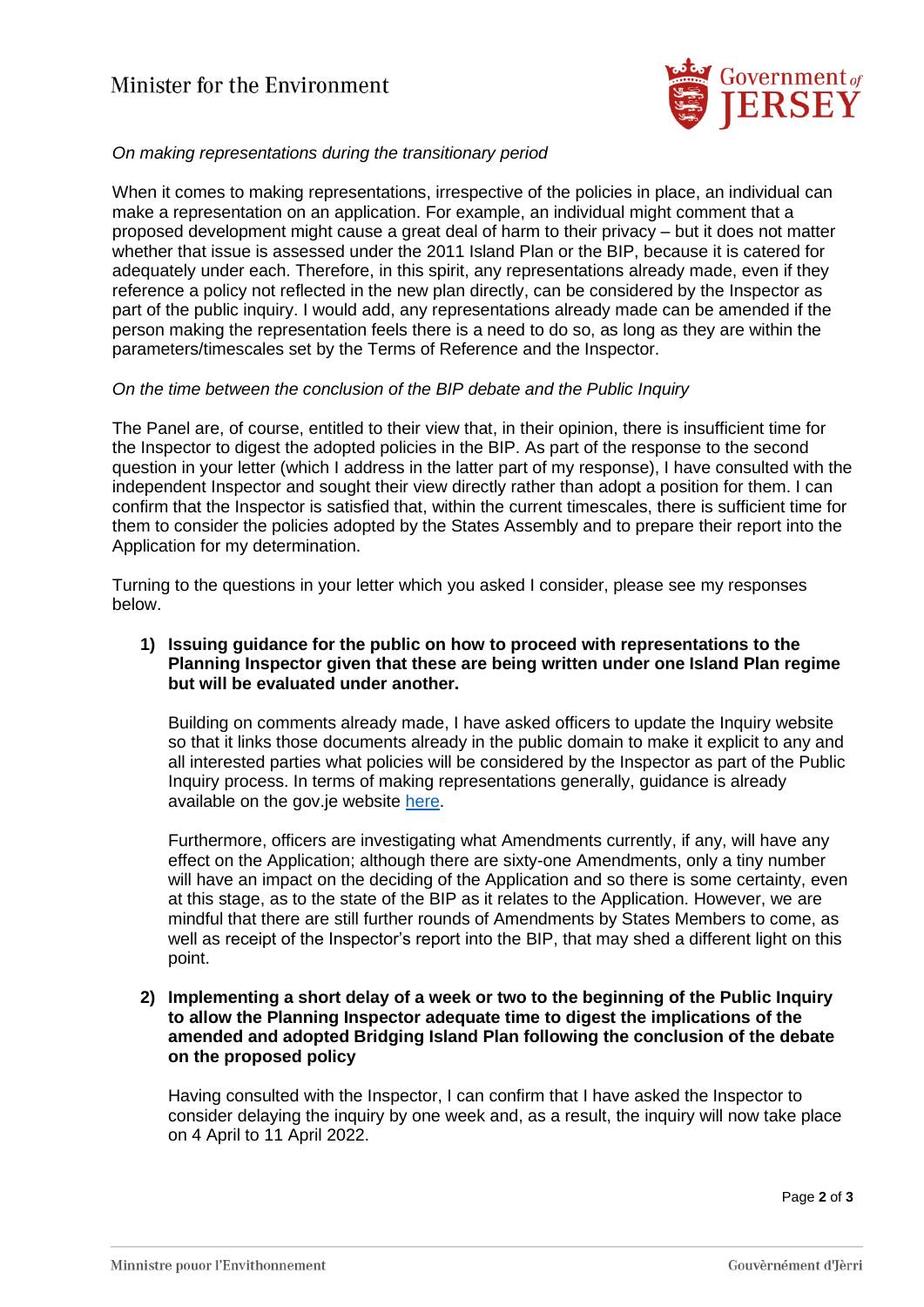*On making representations during the transitionary period*

When it comes to making representations, irrespective of the policies in place, an individual can make a representation on an application. For example, an individual might comment that a proposed development might cause a great deal of harm to their privacy – but it does not matter whether that issue is assessed under the 2011 Island Plan or the BIP, because it is catered for adequately under each. Therefore, in this spirit, any representations already made, even if they reference a policy not reflected in the new plan directly, can be considered by the Inspector as part of the public inquiry. I would add, any representations already made can be amended if the person making the representation feels there is a need to do so, as long as they are within the parameters/timescales set by the Terms of Reference and the Inspector.

*On the time between the conclusion of the BIP debate and the Public Inquiry*

The Panel are, of course, entitled to their view that, in their opinion, there is insufficient time for the Inspector to digest the adopted policies in the BIP. As part of the response to the second question in your letter (which I address in the latter part of my response), I have consulted with the independent Inspector and sought their view directly rather than adopt a position for them. I can confirm that the Inspector is satisfied that, within the current timescales, there is sufficient time for them to consider the policies adopted by the States Assembly and to prepare their report into the Application for my determination.

Turning to the questions in your letter which you asked I consider, please see my responses below.

1) **Issuing guidance for the public on how to proceed with representations to the Planning Inspector given that these are being written under one Island Plan regime but will be evaluated under another.**

   Building on comments already made, I have asked officers to update the Inquiry website so that it links those documents already in the public domain to make it explicit to any and all interested parties what policies will be considered by the Inspector as part of the Public Inquiry process. In terms of making representations generally, guidance is already available on the gov.je website here.

   Furthermore, officers are investigating what Amendments currently, if any, will have any effect on the Application; although there are sixty-one Amendments, only a tiny number will have an impact on the deciding of the Application and so there is some certainty, even at this stage, as to the state of the BIP as it relates to the Application. However, we are mindful that there are still further rounds of Amendments by States Members to come, as well as receipt of the Inspector's report into the BIP, that may shed a different light on this point.

2) **Implementing a short delay of a week or two to the beginning of the Public Inquiry to allow the Planning Inspector adequate time to digest the implications of the amended and adopted Bridging Island Plan following the conclusion of the debate on the proposed policy**

   Having consulted with the Inspector, I can confirm that I have asked the Inspector to consider delaying the inquiry by one week and, as a result, the inquiry will now take place on 4 April to 11 April 2022.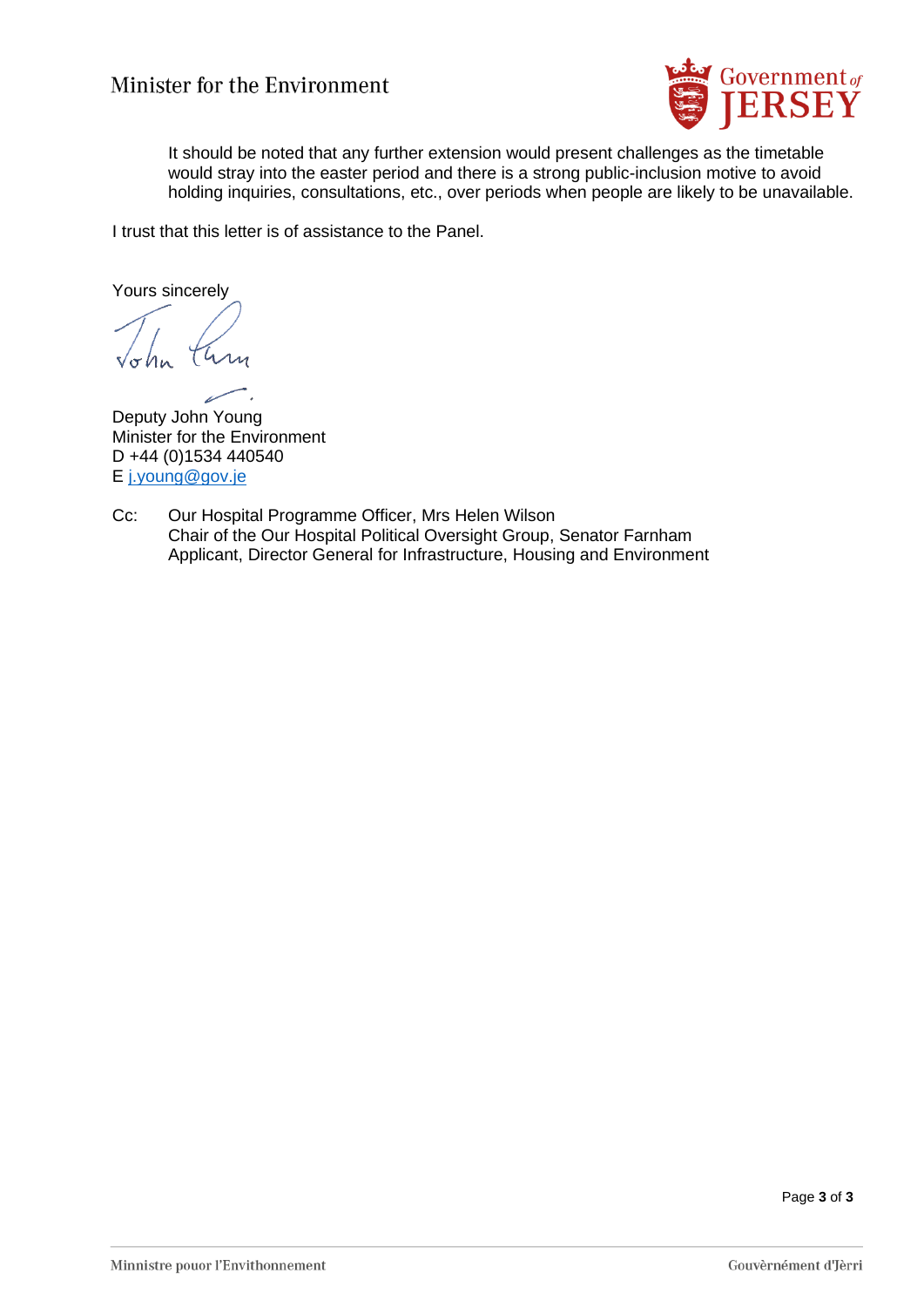It should be noted that any further extension would present challenges as the timetable would stray into the easter period and there is a strong public-inclusion motive to avoid holding inquiries, consultations, etc., over periods when people are likely to be unavailable.

I trust that this letter is of assistance to the Panel.

Yours sincerely

Deputy John Young
Minister for the Environment
D +44 (0)1534 440540
E j.young@gov.je

Cc: Our Hospital Programme Officer, Mrs Helen Wilson
Chair of the Our Hospital Political Oversight Group, Senator Farnham
Applicant, Director General for Infrastructure, Housing and Environment